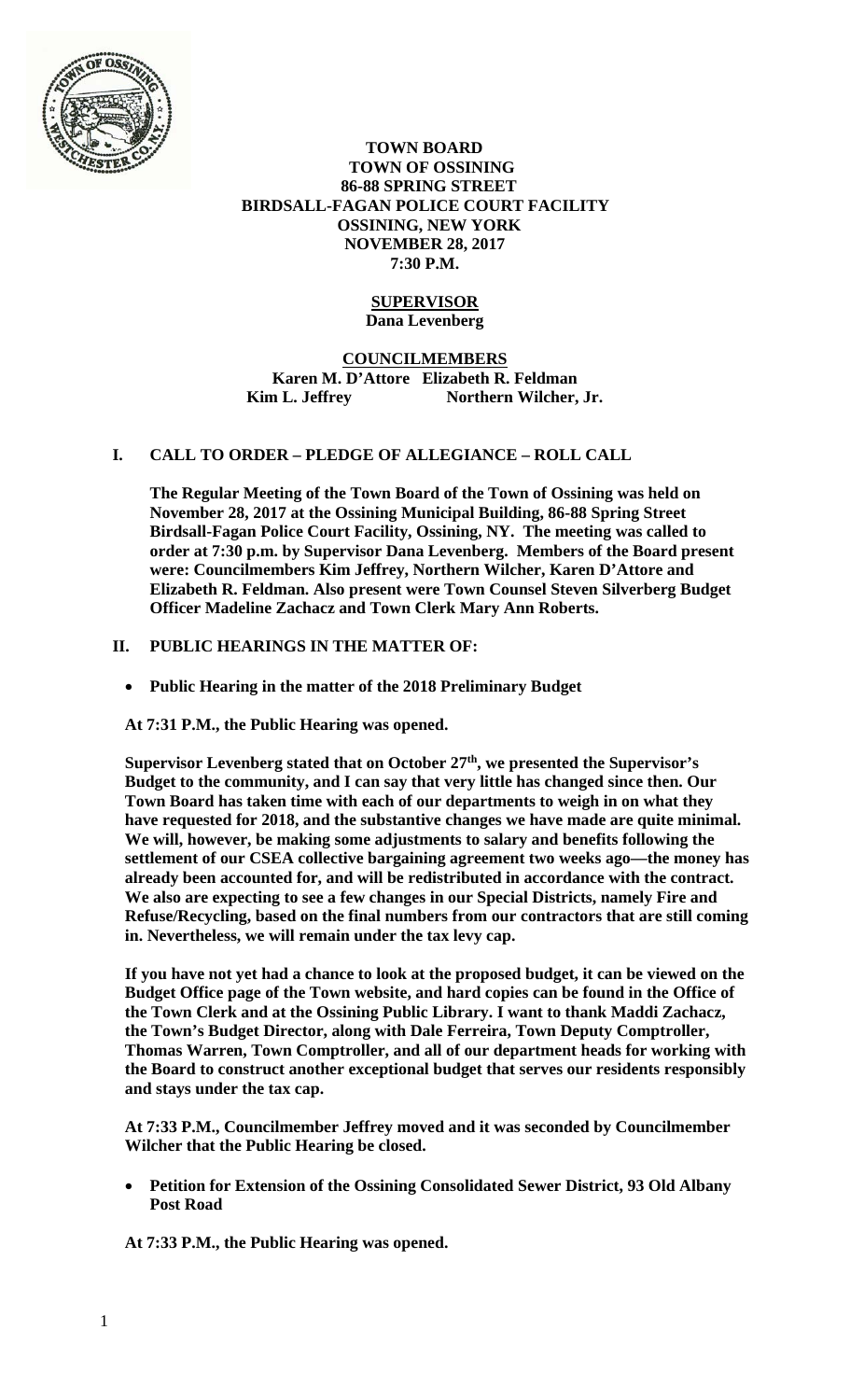**TOWN BOARD**
**TOWN OF OSSINING**
**86-88 SPRING STREET**
**BIRDSALL-FAGAN POLICE COURT FACILITY**
**OSSINING, NEW YORK**
**NOVEMBER 28, 2017**
**7:30 P.M.**

**SUPERVISOR**
**Dana Levenberg**

**COUNCILMEMBERS**
**Karen M. D'Attore Elizabeth R. Feldman**
**Kim L. Jeffrey Northern Wilcher, Jr.**

## I. CALL TO ORDER – PLEDGE OF ALLEGIANCE – ROLL CALL

**The Regular Meeting of the Town Board of the Town of Ossining was held on November 28, 2017 at the Ossining Municipal Building, 86-88 Spring Street Birdsall-Fagan Police Court Facility, Ossining, NY. The meeting was called to order at 7:30 p.m. by Supervisor Dana Levenberg. Members of the Board present were: Councilmembers Kim Jeffrey, Northern Wilcher, Karen D'Attore and Elizabeth R. Feldman. Also present were Town Counsel Steven Silverberg Budget Officer Madeline Zachacz and Town Clerk Mary Ann Roberts.**

## II. PUBLIC HEARINGS IN THE MATTER OF:

- **Public Hearing in the matter of the 2018 Preliminary Budget**

**At 7:31 P.M., the Public Hearing was opened.**

**Supervisor Levenberg stated that on October 27th, we presented the Supervisor's Budget to the community, and I can say that very little has changed since then. Our Town Board has taken time with each of our departments to weigh in on what they have requested for 2018, and the substantive changes we have made are quite minimal. We will, however, be making some adjustments to salary and benefits following the settlement of our CSEA collective bargaining agreement two weeks ago—the money has already been accounted for, and will be redistributed in accordance with the contract. We also are expecting to see a few changes in our Special Districts, namely Fire and Refuse/Recycling, based on the final numbers from our contractors that are still coming in. Nevertheless, we will remain under the tax levy cap.**

**If you have not yet had a chance to look at the proposed budget, it can be viewed on the Budget Office page of the Town website, and hard copies can be found in the Office of the Town Clerk and at the Ossining Public Library. I want to thank Maddi Zachacz, the Town's Budget Director, along with Dale Ferreira, Town Deputy Comptroller, Thomas Warren, Town Comptroller, and all of our department heads for working with the Board to construct another exceptional budget that serves our residents responsibly and stays under the tax cap.**

**At 7:33 P.M., Councilmember Jeffrey moved and it was seconded by Councilmember Wilcher that the Public Hearing be closed.**

- **Petition for Extension of the Ossining Consolidated Sewer District, 93 Old Albany Post Road**

**At 7:33 P.M., the Public Hearing was opened.**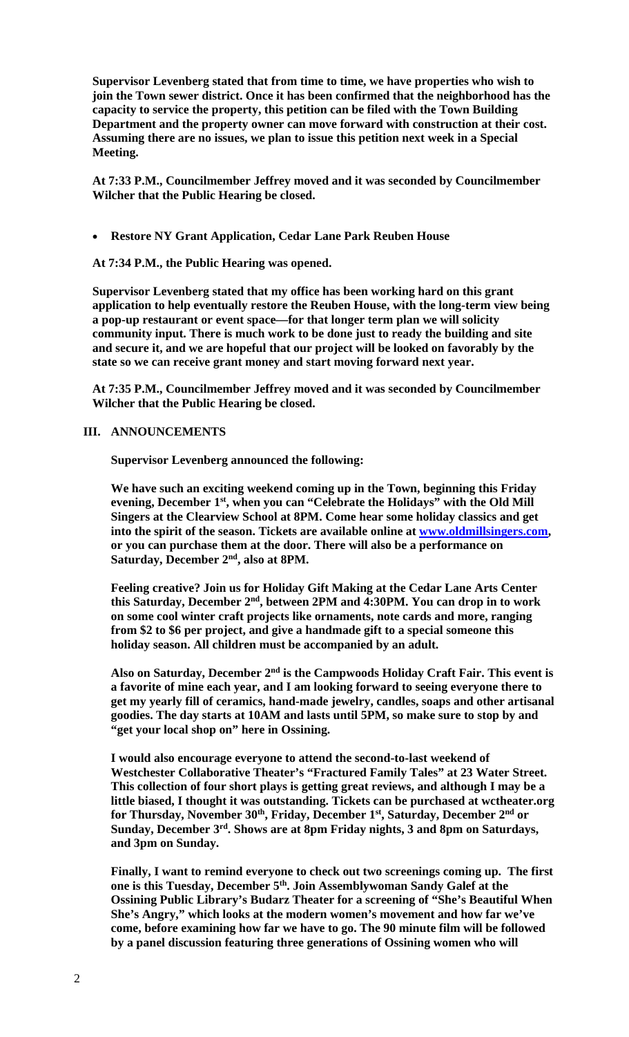**Supervisor Levenberg stated that from time to time, we have properties who wish to join the Town sewer district. Once it has been confirmed that the neighborhood has the capacity to service the property, this petition can be filed with the Town Building Department and the property owner can move forward with construction at their cost. Assuming there are no issues, we plan to issue this petition next week in a Special Meeting.**

**At 7:33 P.M., Councilmember Jeffrey moved and it was seconded by Councilmember Wilcher that the Public Hearing be closed.**

- **Restore NY Grant Application, Cedar Lane Park Reuben House**

**At 7:34 P.M., the Public Hearing was opened.**

**Supervisor Levenberg stated that my office has been working hard on this grant application to help eventually restore the Reuben House, with the long-term view being a pop-up restaurant or event space—for that longer term plan we will solicity community input. There is much work to be done just to ready the building and site and secure it, and we are hopeful that our project will be looked on favorably by the state so we can receive grant money and start moving forward next year.**

**At 7:35 P.M., Councilmember Jeffrey moved and it was seconded by Councilmember Wilcher that the Public Hearing be closed.**

## III. ANNOUNCEMENTS

**Supervisor Levenberg announced the following:**

**We have such an exciting weekend coming up in the Town, beginning this Friday evening, December 1st, when you can "Celebrate the Holidays" with the Old Mill Singers at the Clearview School at 8PM. Come hear some holiday classics and get into the spirit of the season. Tickets are available online at [www.oldmillsingers.com](http://www.oldmillsingers.com), or you can purchase them at the door. There will also be a performance on Saturday, December 2nd, also at 8PM.**

**Feeling creative? Join us for Holiday Gift Making at the Cedar Lane Arts Center this Saturday, December 2nd, between 2PM and 4:30PM. You can drop in to work on some cool winter craft projects like ornaments, note cards and more, ranging from $2 to $6 per project, and give a handmade gift to a special someone this holiday season. All children must be accompanied by an adult.**

**Also on Saturday, December 2nd is the Campwoods Holiday Craft Fair. This event is a favorite of mine each year, and I am looking forward to seeing everyone there to get my yearly fill of ceramics, hand-made jewelry, candles, soaps and other artisanal goodies. The day starts at 10AM and lasts until 5PM, so make sure to stop by and "get your local shop on" here in Ossining.**

**I would also encourage everyone to attend the second-to-last weekend of Westchester Collaborative Theater's "Fractured Family Tales" at 23 Water Street. This collection of four short plays is getting great reviews, and although I may be a little biased, I thought it was outstanding. Tickets can be purchased at wctheater.org for Thursday, November 30th, Friday, December 1st, Saturday, December 2nd or Sunday, December 3rd. Shows are at 8pm Friday nights, 3 and 8pm on Saturdays, and 3pm on Sunday.**

**Finally, I want to remind everyone to check out two screenings coming up. The first one is this Tuesday, December 5th. Join Assemblywoman Sandy Galef at the Ossining Public Library's Budarz Theater for a screening of "She's Beautiful When She's Angry," which looks at the modern women's movement and how far we've come, before examining how far we have to go. The 90 minute film will be followed by a panel discussion featuring three generations of Ossining women who will**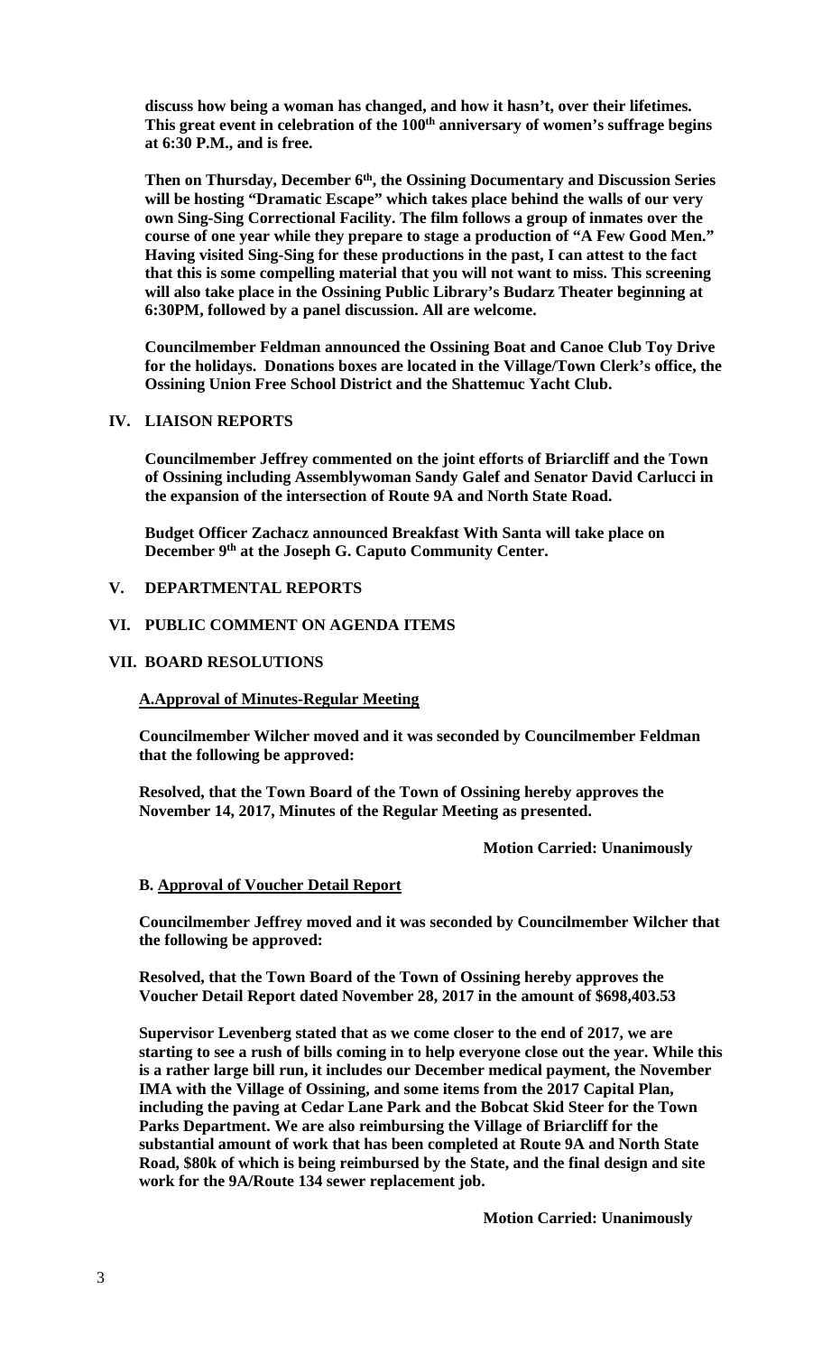**discuss how being a woman has changed, and how it hasn't, over their lifetimes. This great event in celebration of the 100th anniversary of women's suffrage begins at 6:30 P.M., and is free.**

**Then on Thursday, December 6th, the Ossining Documentary and Discussion Series will be hosting "Dramatic Escape" which takes place behind the walls of our very own Sing-Sing Correctional Facility. The film follows a group of inmates over the course of one year while they prepare to stage a production of "A Few Good Men." Having visited Sing-Sing for these productions in the past, I can attest to the fact that this is some compelling material that you will not want to miss. This screening will also take place in the Ossining Public Library's Budarz Theater beginning at 6:30PM, followed by a panel discussion. All are welcome.**

**Councilmember Feldman announced the Ossining Boat and Canoe Club Toy Drive for the holidays. Donations boxes are located in the Village/Town Clerk's office, the Ossining Union Free School District and the Shattemuc Yacht Club.**

## IV. LIAISON REPORTS

**Councilmember Jeffrey commented on the joint efforts of Briarcliff and the Town of Ossining including Assemblywoman Sandy Galef and Senator David Carlucci in the expansion of the intersection of Route 9A and North State Road.**

**Budget Officer Zachacz announced Breakfast With Santa will take place on December 9th at the Joseph G. Caputo Community Center.**

## V. DEPARTMENTAL REPORTS

## VI. PUBLIC COMMENT ON AGENDA ITEMS

## VII. BOARD RESOLUTIONS

**A.Approval of Minutes-Regular Meeting**

**Councilmember Wilcher moved and it was seconded by Councilmember Feldman that the following be approved:**

**Resolved, that the Town Board of the Town of Ossining hereby approves the November 14, 2017, Minutes of the Regular Meeting as presented.**

**Motion Carried: Unanimously**

**B. Approval of Voucher Detail Report**

**Councilmember Jeffrey moved and it was seconded by Councilmember Wilcher that the following be approved:**

**Resolved, that the Town Board of the Town of Ossining hereby approves the Voucher Detail Report dated November 28, 2017 in the amount of $698,403.53**

**Supervisor Levenberg stated that as we come closer to the end of 2017, we are starting to see a rush of bills coming in to help everyone close out the year. While this is a rather large bill run, it includes our December medical payment, the November IMA with the Village of Ossining, and some items from the 2017 Capital Plan, including the paving at Cedar Lane Park and the Bobcat Skid Steer for the Town Parks Department. We are also reimbursing the Village of Briarcliff for the substantial amount of work that has been completed at Route 9A and North State Road, $80k of which is being reimbursed by the State, and the final design and site work for the 9A/Route 134 sewer replacement job.**

**Motion Carried: Unanimously**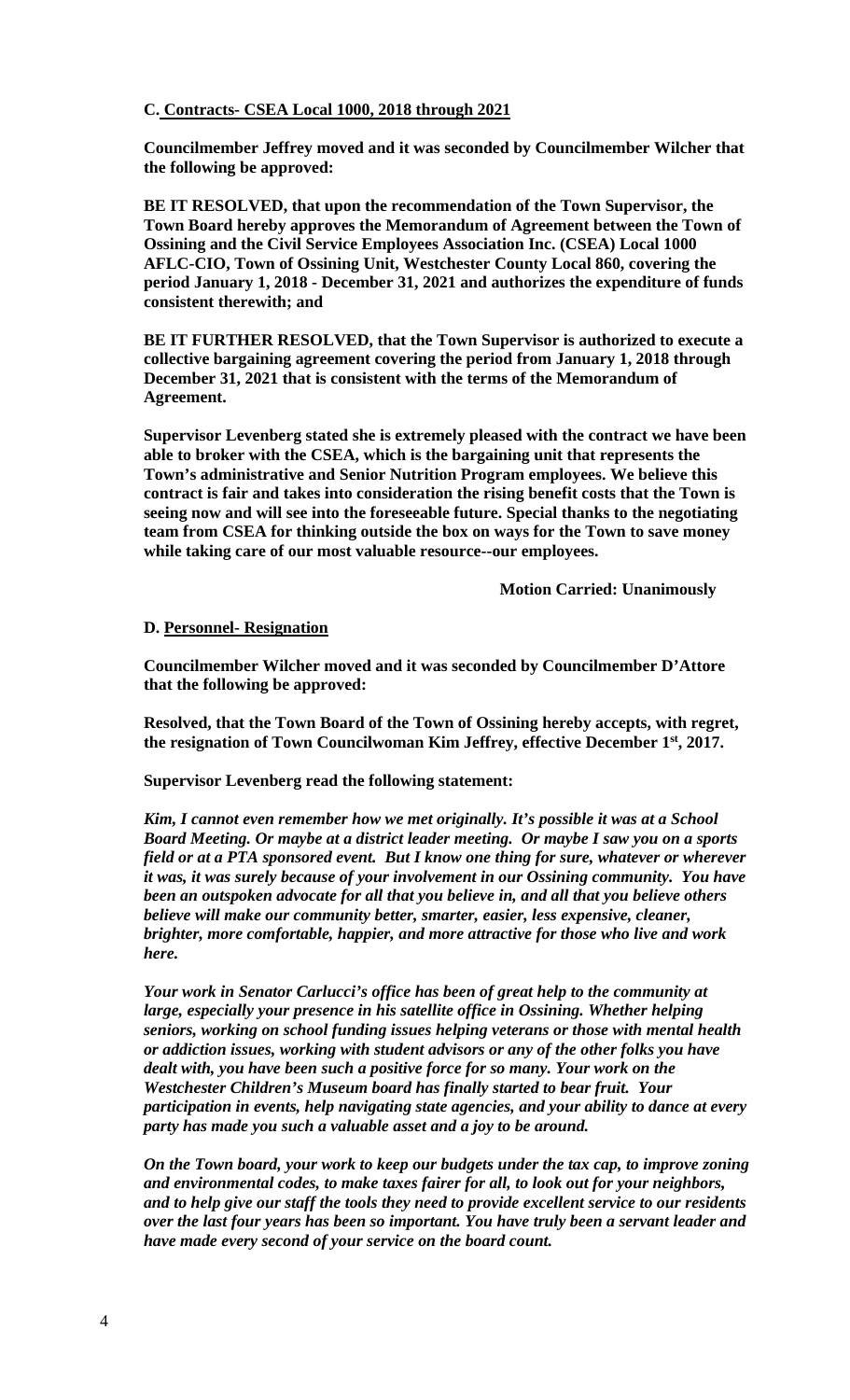**C. <u>Contracts- CSEA Local 1000, 2018 through 2021</u>**

**Councilmember Jeffrey moved and it was seconded by Councilmember Wilcher that the following be approved:**

**BE IT RESOLVED, that upon the recommendation of the Town Supervisor, the Town Board hereby approves the Memorandum of Agreement between the Town of Ossining and the Civil Service Employees Association Inc. (CSEA) Local 1000 AFLC-CIO, Town of Ossining Unit, Westchester County Local 860, covering the period January 1, 2018 - December 31, 2021 and authorizes the expenditure of funds consistent therewith; and**

**BE IT FURTHER RESOLVED, that the Town Supervisor is authorized to execute a collective bargaining agreement covering the period from January 1, 2018 through December 31, 2021 that is consistent with the terms of the Memorandum of Agreement.**

**Supervisor Levenberg stated she is extremely pleased with the contract we have been able to broker with the CSEA, which is the bargaining unit that represents the Town's administrative and Senior Nutrition Program employees. We believe this contract is fair and takes into consideration the rising benefit costs that the Town is seeing now and will see into the foreseeable future. Special thanks to the negotiating team from CSEA for thinking outside the box on ways for the Town to save money while taking care of our most valuable resource--our employees.**

**Motion Carried: Unanimously**

**D. <u>Personnel- Resignation</u>**

**Councilmember Wilcher moved and it was seconded by Councilmember D'Attore that the following be approved:**

**Resolved, that the Town Board of the Town of Ossining hereby accepts, with regret, the resignation of Town Councilwoman Kim Jeffrey, effective December 1st, 2017.**

**Supervisor Levenberg read the following statement:**

***Kim, I cannot even remember how we met originally. It's possible it was at a School Board Meeting. Or maybe at a district leader meeting. Or maybe I saw you on a sports field or at a PTA sponsored event. But I know one thing for sure, whatever or wherever it was, it was surely because of your involvement in our Ossining community. You have been an outspoken advocate for all that you believe in, and all that you believe others believe will make our community better, smarter, easier, less expensive, cleaner, brighter, more comfortable, happier, and more attractive for those who live and work here.***

***Your work in Senator Carlucci's office has been of great help to the community at large, especially your presence in his satellite office in Ossining. Whether helping seniors, working on school funding issues helping veterans or those with mental health or addiction issues, working with student advisors or any of the other folks you have dealt with, you have been such a positive force for so many. Your work on the Westchester Children's Museum board has finally started to bear fruit. Your participation in events, help navigating state agencies, and your ability to dance at every party has made you such a valuable asset and a joy to be around.***

***On the Town board, your work to keep our budgets under the tax cap, to improve zoning and environmental codes, to make taxes fairer for all, to look out for your neighbors, and to help give our staff the tools they need to provide excellent service to our residents over the last four years has been so important. You have truly been a servant leader and have made every second of your service on the board count.***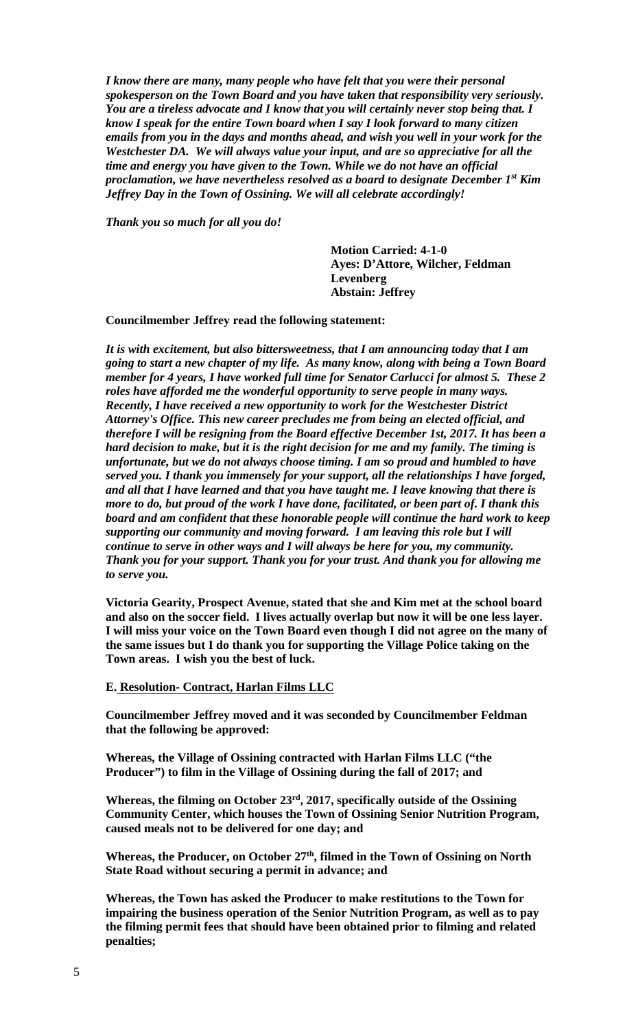***I know there are many, many people who have felt that you were their personal spokesperson on the Town Board and you have taken that responsibility very seriously. You are a tireless advocate and I know that you will certainly never stop being that. I know I speak for the entire Town board when I say I look forward to many citizen emails from you in the days and months ahead, and wish you well in your work for the Westchester DA. We will always value your input, and are so appreciative for all the time and energy you have given to the Town. While we do not have an official proclamation, we have nevertheless resolved as a board to designate December 1st Kim Jeffrey Day in the Town of Ossining. We will all celebrate accordingly!***

***Thank you so much for all you do!***

**Motion Carried: 4-1-0**
**Ayes: D'Attore, Wilcher, Feldman Levenberg**
**Abstain: Jeffrey**

**Councilmember Jeffrey read the following statement:**

***It is with excitement, but also bittersweetness, that I am announcing today that I am going to start a new chapter of my life. As many know, along with being a Town Board member for 4 years, I have worked full time for Senator Carlucci for almost 5. These 2 roles have afforded me the wonderful opportunity to serve people in many ways. Recently, I have received a new opportunity to work for the Westchester District Attorney's Office. This new career precludes me from being an elected official, and therefore I will be resigning from the Board effective December 1st, 2017. It has been a hard decision to make, but it is the right decision for me and my family. The timing is unfortunate, but we do not always choose timing. I am so proud and humbled to have served you. I thank you immensely for your support, all the relationships I have forged, and all that I have learned and that you have taught me. I leave knowing that there is more to do, but proud of the work I have done, facilitated, or been part of. I thank this board and am confident that these honorable people will continue the hard work to keep supporting our community and moving forward. I am leaving this role but I will continue to serve in other ways and I will always be here for you, my community. Thank you for your support. Thank you for your trust. And thank you for allowing me to serve you.***

**Victoria Gearity, Prospect Avenue, stated that she and Kim met at the school board and also on the soccer field. I lives actually overlap but now it will be one less layer. I will miss your voice on the Town Board even though I did not agree on the many of the same issues but I do thank you for supporting the Village Police taking on the Town areas. I wish you the best of luck.**

**E. Resolution- Contract, Harlan Films LLC**

**Councilmember Jeffrey moved and it was seconded by Councilmember Feldman that the following be approved:**

**Whereas, the Village of Ossining contracted with Harlan Films LLC ("the Producer") to film in the Village of Ossining during the fall of 2017; and**

**Whereas, the filming on October 23rd, 2017, specifically outside of the Ossining Community Center, which houses the Town of Ossining Senior Nutrition Program, caused meals not to be delivered for one day; and**

**Whereas, the Producer, on October 27th, filmed in the Town of Ossining on North State Road without securing a permit in advance; and**

**Whereas, the Town has asked the Producer to make restitutions to the Town for impairing the business operation of the Senior Nutrition Program, as well as to pay the filming permit fees that should have been obtained prior to filming and related penalties;**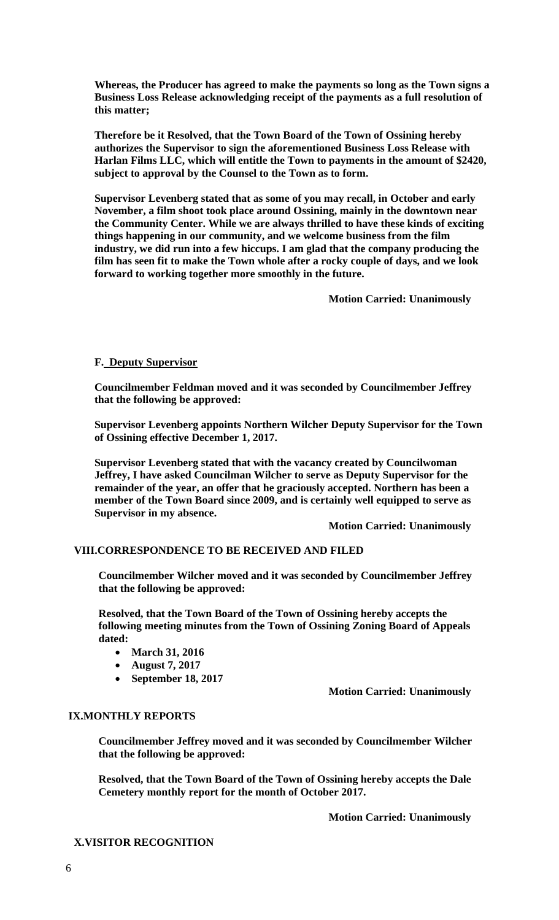**Whereas, the Producer has agreed to make the payments so long as the Town signs a Business Loss Release acknowledging receipt of the payments as a full resolution of this matter;**

**Therefore be it Resolved, that the Town Board of the Town of Ossining hereby authorizes the Supervisor to sign the aforementioned Business Loss Release with Harlan Films LLC, which will entitle the Town to payments in the amount of $2420, subject to approval by the Counsel to the Town as to form.**

**Supervisor Levenberg stated that as some of you may recall, in October and early November, a film shoot took place around Ossining, mainly in the downtown near the Community Center. While we are always thrilled to have these kinds of exciting things happening in our community, and we welcome business from the film industry, we did run into a few hiccups. I am glad that the company producing the film has seen fit to make the Town whole after a rocky couple of days, and we look forward to working together more smoothly in the future.**

**Motion Carried: Unanimously**

**F. Deputy Supervisor**

**Councilmember Feldman moved and it was seconded by Councilmember Jeffrey that the following be approved:**

**Supervisor Levenberg appoints Northern Wilcher Deputy Supervisor for the Town of Ossining effective December 1, 2017.**

**Supervisor Levenberg stated that with the vacancy created by Councilwoman Jeffrey, I have asked Councilman Wilcher to serve as Deputy Supervisor for the remainder of the year, an offer that he graciously accepted. Northern has been a member of the Town Board since 2009, and is certainly well equipped to serve as Supervisor in my absence.**

**Motion Carried: Unanimously**

**VIII.CORRESPONDENCE TO BE RECEIVED AND FILED**

**Councilmember Wilcher moved and it was seconded by Councilmember Jeffrey that the following be approved:**

**Resolved, that the Town Board of the Town of Ossining hereby accepts the following meeting minutes from the Town of Ossining Zoning Board of Appeals dated:**

- **March 31, 2016**
- **August 7, 2017**
- **September 18, 2017**

**Motion Carried: Unanimously**

**IX.MONTHLY REPORTS**

**Councilmember Jeffrey moved and it was seconded by Councilmember Wilcher that the following be approved:**

**Resolved, that the Town Board of the Town of Ossining hereby accepts the Dale Cemetery monthly report for the month of October 2017.**

**Motion Carried: Unanimously**

**X.VISITOR RECOGNITION**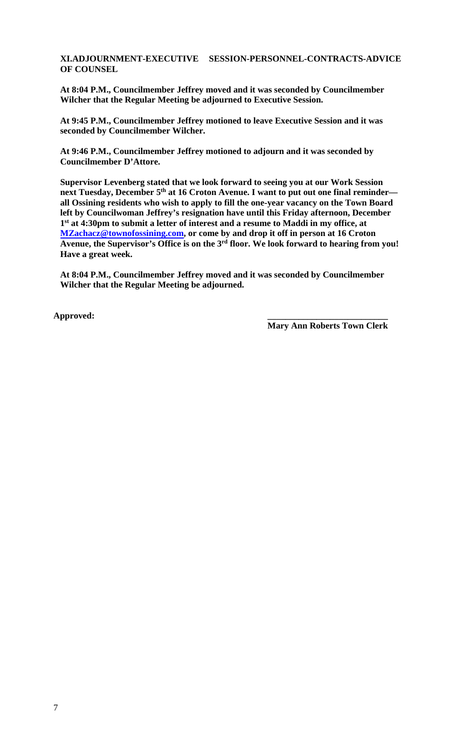**XI.ADJOURNMENT-EXECUTIVE SESSION-PERSONNEL-CONTRACTS-ADVICE OF COUNSEL**

**At 8:04 P.M., Councilmember Jeffrey moved and it was seconded by Councilmember Wilcher that the Regular Meeting be adjourned to Executive Session.**

**At 9:45 P.M., Councilmember Jeffrey motioned to leave Executive Session and it was seconded by Councilmember Wilcher.**

**At 9:46 P.M., Councilmember Jeffrey motioned to adjourn and it was seconded by Councilmember D'Attore.**

**Supervisor Levenberg stated that we look forward to seeing you at our Work Session next Tuesday, December 5th at 16 Croton Avenue. I want to put out one final reminder—all Ossining residents who wish to apply to fill the one-year vacancy on the Town Board left by Councilwoman Jeffrey's resignation have until this Friday afternoon, December 1st at 4:30pm to submit a letter of interest and a resume to Maddi in my office, at MZachacz@townofossining.com, or come by and drop it off in person at 16 Croton Avenue, the Supervisor's Office is on the 3rd floor. We look forward to hearing from you! Have a great week.**

**At 8:04 P.M., Councilmember Jeffrey moved and it was seconded by Councilmember Wilcher that the Regular Meeting be adjourned.**

**Approved:** \_\_\_\_\_\_\_\_\_\_\_\_\_\_\_\_\_\_\_\_\_\_\_\_\_\_\_

**Mary Ann Roberts Town Clerk**